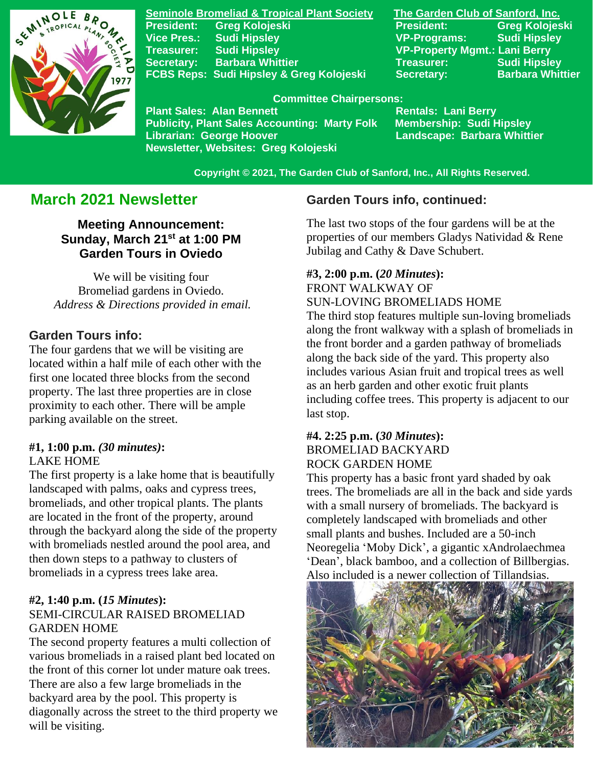**Seminole Bromeliad & Tropical Plant Society**
President: Greg Kolojeski
Vice Pres.: Sudi Hipsley
Treasurer: Sudi Hipsley
Secretary: Barbara Whittier
FCBS Reps: Sudi Hipsley & Greg Kolojeski

**The Garden Club of Sanford, Inc.**
President: Greg Kolojeski
VP-Programs: Sudi Hipsley
VP-Property Mgmt.: Lani Berry
Treasurer: Sudi Hipsley
Secretary: Barbara Whittier

**Committee Chairpersons:**
Plant Sales: Alan Bennett
Publicity, Plant Sales Accounting: Marty Folk
Librarian: George Hoover
Newsletter, Websites: Greg Kolojeski
Rentals: Lani Berry
Membership: Sudi Hipsley
Landscape: Barbara Whittier

Copyright © 2021, The Garden Club of Sanford, Inc., All Rights Reserved.

# March 2021 Newsletter

### Meeting Announcement: Sunday, March 21st at 1:00 PM Garden Tours in Oviedo

We will be visiting four Bromeliad gardens in Oviedo.
*Address & Directions provided in email.*

## Garden Tours info:

The four gardens that we will be visiting are located within a half mile of each other with the first one located three blocks from the second property. The last three properties are in close proximity to each other. There will be ample parking available on the street.

**#1, 1:00 p.m.** ***(30 minutes)*****:**
LAKE HOME
The first property is a lake home that is beautifully landscaped with palms, oaks and cypress trees, bromeliads, and other tropical plants. The plants are located in the front of the property, around through the backyard along the side of the property with bromeliads nestled around the pool area, and then down steps to a pathway to clusters of bromeliads in a cypress trees lake area.

**#2, 1:40 p.m. (*****15 Minutes*****):**
SEMI-CIRCULAR RAISED BROMELIAD GARDEN HOME
The second property features a multi collection of various bromeliads in a raised plant bed located on the front of this corner lot under mature oak trees. There are also a few large bromeliads in the backyard area by the pool. This property is diagonally across the street to the third property we will be visiting.

## Garden Tours info, continued:

The last two stops of the four gardens will be at the properties of our members Gladys Natividad & Rene Jubilag and Cathy & Dave Schubert.

**#3, 2:00 p.m. (*****20 Minutes*****):**
FRONT WALKWAY OF SUN-LOVING BROMELIADS HOME
The third stop features multiple sun-loving bromeliads along the front walkway with a splash of bromeliads in the front border and a garden pathway of bromeliads along the back side of the yard. This property also includes various Asian fruit and tropical trees as well as an herb garden and other exotic fruit plants including coffee trees. This property is adjacent to our last stop.

**#4. 2:25 p.m. (*****30 Minutes*****):**
BROMELIAD BACKYARD ROCK GARDEN HOME
This property has a basic front yard shaded by oak trees. The bromeliads are all in the back and side yards with a small nursery of bromeliads. The backyard is completely landscaped with bromeliads and other small plants and bushes. Included are a 50-inch Neoregelia 'Moby Dick', a gigantic xAndrolaechmea 'Dean', black bamboo, and a collection of Billbergias. Also included is a newer collection of Tillandsias.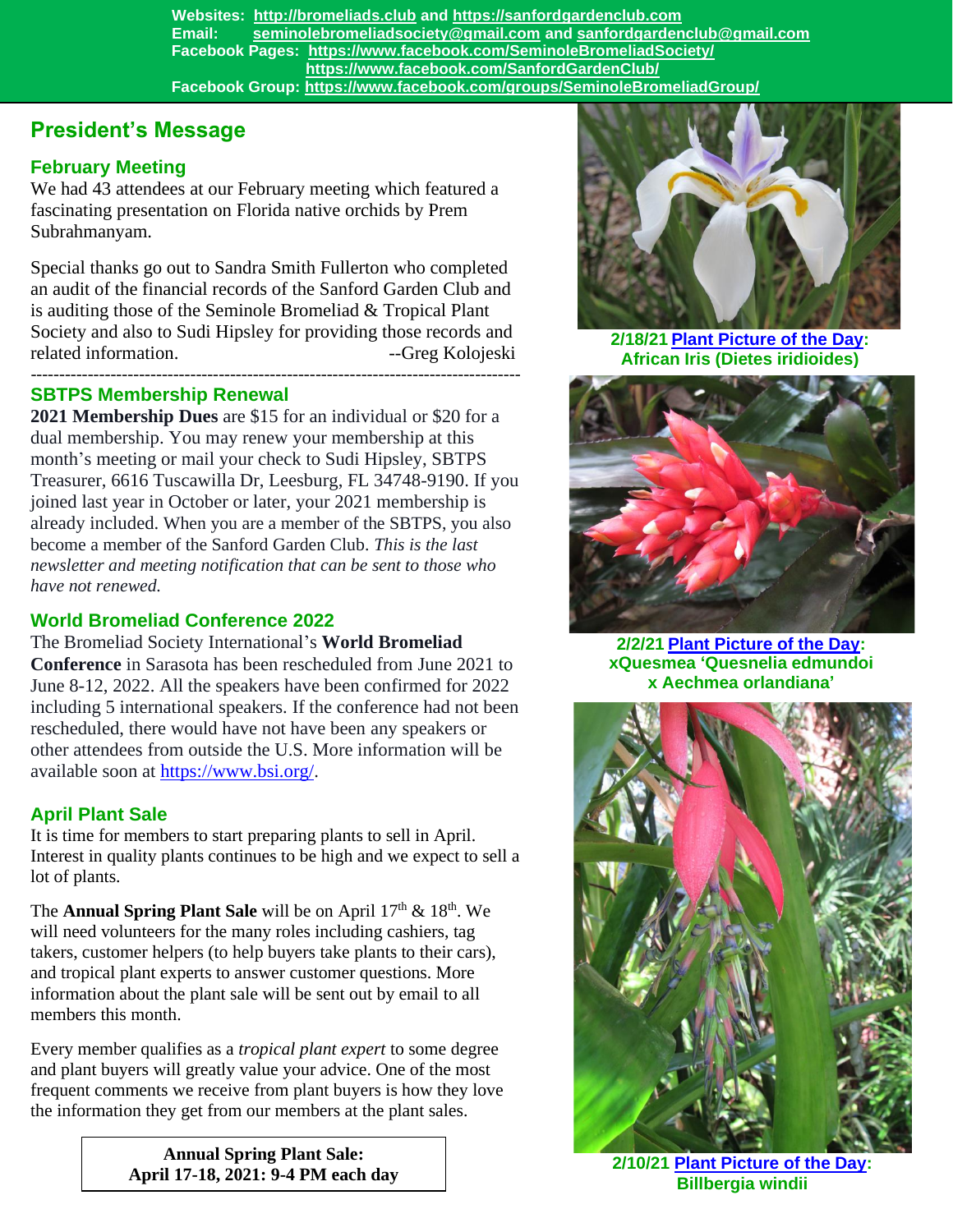**Websites:** http://bromeliads.club and https://sanfordgardenclub.com
**Email:** seminolebromeliadsociety@gmail.com and sanfordgardenclub@gmail.com
**Facebook Pages:** https://www.facebook.com/SeminoleBromeliadSociety/
https://www.facebook.com/SanfordGardenClub/
**Facebook Group:** https://www.facebook.com/groups/SeminoleBromeliadGroup/

## President's Message

### February Meeting

We had 43 attendees at our February meeting which featured a fascinating presentation on Florida native orchids by Prem Subrahmanyam.

Special thanks go out to Sandra Smith Fullerton who completed an audit of the financial records of the Sanford Garden Club and is auditing those of the Seminole Bromeliad & Tropical Plant Society and also to Sudi Hipsley for providing those records and related information. --Greg Kolojeski

---

### SBTPS Membership Renewal

**2021 Membership Dues** are $15 for an individual or $20 for a dual membership. You may renew your membership at this month's meeting or mail your check to Sudi Hipsley, SBTPS Treasurer, 6616 Tuscawilla Dr, Leesburg, FL 34748-9190. If you joined last year in October or later, your 2021 membership is already included. When you are a member of the SBTPS, you also become a member of the Sanford Garden Club. *This is the last newsletter and meeting notification that can be sent to those who have not renewed.*

### World Bromeliad Conference 2022

The Bromeliad Society International's **World Bromeliad Conference** in Sarasota has been rescheduled from June 2021 to June 8-12, 2022. All the speakers have been confirmed for 2022 including 5 international speakers. If the conference had not been rescheduled, there would have not have been any speakers or other attendees from outside the U.S. More information will be available soon at https://www.bsi.org/.

### April Plant Sale

It is time for members to start preparing plants to sell in April. Interest in quality plants continues to be high and we expect to sell a lot of plants.

The **Annual Spring Plant Sale** will be on April 17th & 18th. We will need volunteers for the many roles including cashiers, tag takers, customer helpers (to help buyers take plants to their cars), and tropical plant experts to answer customer questions. More information about the plant sale will be sent out by email to all members this month.

Every member qualifies as a *tropical plant expert* to some degree and plant buyers will greatly value your advice. One of the most frequent comments we receive from plant buyers is how they love the information they get from our members at the plant sales.

**Annual Spring Plant Sale:**
**April 17-18, 2021: 9-4 PM each day**

**2/18/21 Plant Picture of the Day: African Iris (Dietes iridioides)**

**2/2/21 Plant Picture of the Day: xQuesmea 'Quesnelia edmundoi x Aechmea orlandiana'**

**2/10/21 Plant Picture of the Day: Billbergia windii**